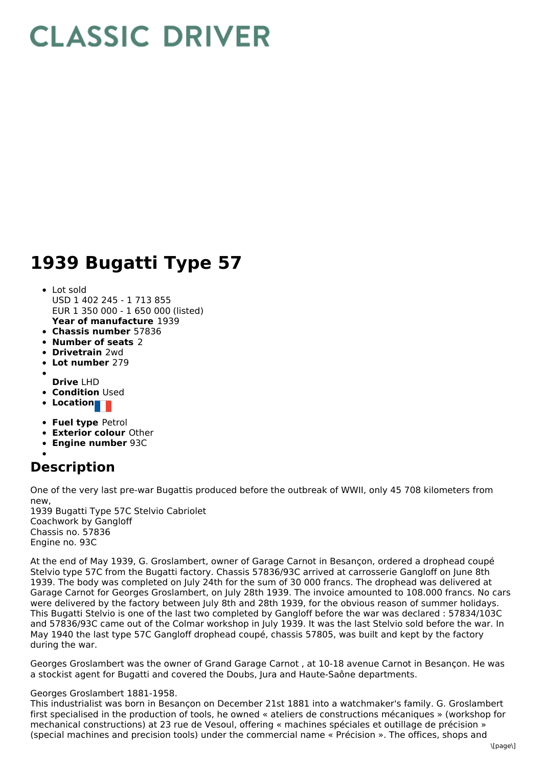# CLASSIC DRIVER

# 1939 Bugatti Type 57

- Lot sold
  USD 1 402 245 - 1 713 855
  EUR 1 350 000 - 1 650 000 (listed)
  **Year of manufacture** 1939
- **Chassis number** 57836
- **Number of seats** 2
- **Drivetrain** 2wd
- **Lot number** 279
- **Drive** LHD
- **Condition** Used
- **Location**
- **Fuel type** Petrol
- **Exterior colour** Other
- **Engine number** 93C

## Description

One of the very last pre-war Bugattis produced before the outbreak of WWII, only 45 708 kilometers from new,
1939 Bugatti Type 57C Stelvio Cabriolet
Coachwork by Gangloff
Chassis no. 57836
Engine no. 93C

At the end of May 1939, G. Groslambert, owner of Garage Carnot in Besançon, ordered a drophead coupé Stelvio type 57C from the Bugatti factory. Chassis 57836/93C arrived at carrosserie Gangloff on June 8th 1939. The body was completed on July 24th for the sum of 30 000 francs. The drophead was delivered at Garage Carnot for Georges Groslambert, on July 28th 1939. The invoice amounted to 108.000 francs. No cars were delivered by the factory between July 8th and 28th 1939, for the obvious reason of summer holidays. This Bugatti Stelvio is one of the last two completed by Gangloff before the war was declared : 57834/103C and 57836/93C came out of the Colmar workshop in July 1939. It was the last Stelvio sold before the war. In May 1940 the last type 57C Gangloff drophead coupé, chassis 57805, was built and kept by the factory during the war.

Georges Groslambert was the owner of Grand Garage Carnot , at 10-18 avenue Carnot in Besançon. He was a stockist agent for Bugatti and covered the Doubs, Jura and Haute-Saône departments.

Georges Groslambert 1881-1958.
This industrialist was born in Besançon on December 21st 1881 into a watchmaker's family. G. Groslambert first specialised in the production of tools, he owned « ateliers de constructions mécaniques » (workshop for mechanical constructions) at 23 rue de Vesoul, offering « machines spéciales et outillage de précision » (special machines and precision tools) under the commercial name « Précision ». The offices, shops and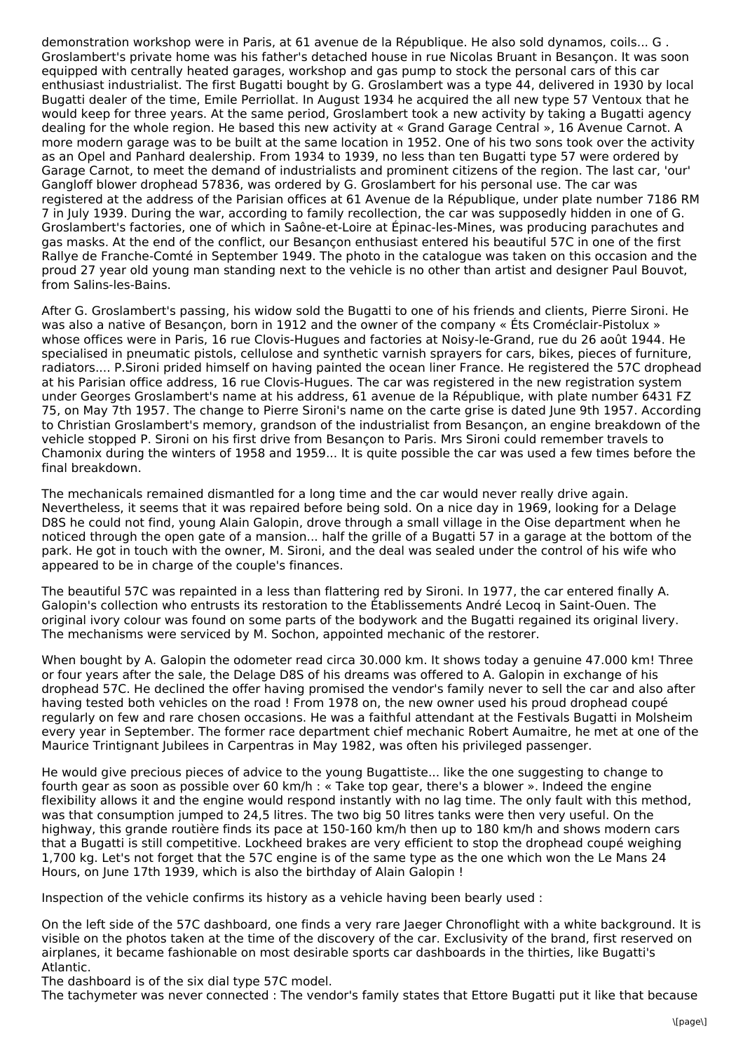demonstration workshop were in Paris, at 61 avenue de la République. He also sold dynamos, coils... G . Groslambert's private home was his father's detached house in rue Nicolas Bruant in Besançon. It was soon equipped with centrally heated garages, workshop and gas pump to stock the personal cars of this car enthusiast industrialist. The first Bugatti bought by G. Groslambert was a type 44, delivered in 1930 by local Bugatti dealer of the time, Emile Perriollat. In August 1934 he acquired the all new type 57 Ventoux that he would keep for three years. At the same period, Groslambert took a new activity by taking a Bugatti agency dealing for the whole region. He based this new activity at « Grand Garage Central », 16 Avenue Carnot. A more modern garage was to be built at the same location in 1952. One of his two sons took over the activity as an Opel and Panhard dealership. From 1934 to 1939, no less than ten Bugatti type 57 were ordered by Garage Carnot, to meet the demand of industrialists and prominent citizens of the region. The last car, 'our' Gangloff blower drophead 57836, was ordered by G. Groslambert for his personal use. The car was registered at the address of the Parisian offices at 61 Avenue de la République, under plate number 7186 RM 7 in July 1939. During the war, according to family recollection, the car was supposedly hidden in one of G. Groslambert's factories, one of which in Saône-et-Loire at Épinac-les-Mines, was producing parachutes and gas masks. At the end of the conflict, our Besançon enthusiast entered his beautiful 57C in one of the first Rallye de Franche-Comté in September 1949. The photo in the catalogue was taken on this occasion and the proud 27 year old young man standing next to the vehicle is no other than artist and designer Paul Bouvot, from Salins-les-Bains.

After G. Groslambert's passing, his widow sold the Bugatti to one of his friends and clients, Pierre Sironi. He was also a native of Besançon, born in 1912 and the owner of the company « Éts Croméclair-Pistolux » whose offices were in Paris, 16 rue Clovis-Hugues and factories at Noisy-le-Grand, rue du 26 août 1944. He specialised in pneumatic pistols, cellulose and synthetic varnish sprayers for cars, bikes, pieces of furniture, radiators.... P.Sironi prided himself on having painted the ocean liner France. He registered the 57C drophead at his Parisian office address, 16 rue Clovis-Hugues. The car was registered in the new registration system under Georges Groslambert's name at his address, 61 avenue de la République, with plate number 6431 FZ 75, on May 7th 1957. The change to Pierre Sironi's name on the carte grise is dated June 9th 1957. According to Christian Groslambert's memory, grandson of the industrialist from Besançon, an engine breakdown of the vehicle stopped P. Sironi on his first drive from Besançon to Paris. Mrs Sironi could remember travels to Chamonix during the winters of 1958 and 1959... It is quite possible the car was used a few times before the final breakdown.

The mechanicals remained dismantled for a long time and the car would never really drive again. Nevertheless, it seems that it was repaired before being sold. On a nice day in 1969, looking for a Delage D8S he could not find, young Alain Galopin, drove through a small village in the Oise department when he noticed through the open gate of a mansion... half the grille of a Bugatti 57 in a garage at the bottom of the park. He got in touch with the owner, M. Sironi, and the deal was sealed under the control of his wife who appeared to be in charge of the couple's finances.

The beautiful 57C was repainted in a less than flattering red by Sironi. In 1977, the car entered finally A. Galopin's collection who entrusts its restoration to the Établissements André Lecoq in Saint-Ouen. The original ivory colour was found on some parts of the bodywork and the Bugatti regained its original livery. The mechanisms were serviced by M. Sochon, appointed mechanic of the restorer.

When bought by A. Galopin the odometer read circa 30.000 km. It shows today a genuine 47.000 km! Three or four years after the sale, the Delage D8S of his dreams was offered to A. Galopin in exchange of his drophead 57C. He declined the offer having promised the vendor's family never to sell the car and also after having tested both vehicles on the road ! From 1978 on, the new owner used his proud drophead coupé regularly on few and rare chosen occasions. He was a faithful attendant at the Festivals Bugatti in Molsheim every year in September. The former race department chief mechanic Robert Aumaitre, he met at one of the Maurice Trintignant Jubilees in Carpentras in May 1982, was often his privileged passenger.

He would give precious pieces of advice to the young Bugattiste... like the one suggesting to change to fourth gear as soon as possible over 60 km/h : « Take top gear, there's a blower ». Indeed the engine flexibility allows it and the engine would respond instantly with no lag time. The only fault with this method, was that consumption jumped to 24,5 litres. The two big 50 litres tanks were then very useful. On the highway, this grande routière finds its pace at 150-160 km/h then up to 180 km/h and shows modern cars that a Bugatti is still competitive. Lockheed brakes are very efficient to stop the drophead coupé weighing 1,700 kg. Let's not forget that the 57C engine is of the same type as the one which won the Le Mans 24 Hours, on June 17th 1939, which is also the birthday of Alain Galopin !

Inspection of the vehicle confirms its history as a vehicle having been bearly used :

On the left side of the 57C dashboard, one finds a very rare Jaeger Chronoflight with a white background. It is visible on the photos taken at the time of the discovery of the car. Exclusivity of the brand, first reserved on airplanes, it became fashionable on most desirable sports car dashboards in the thirties, like Bugatti's Atlantic.
The dashboard is of the six dial type 57C model.
The tachymeter was never connected : The vendor's family states that Ettore Bugatti put it like that because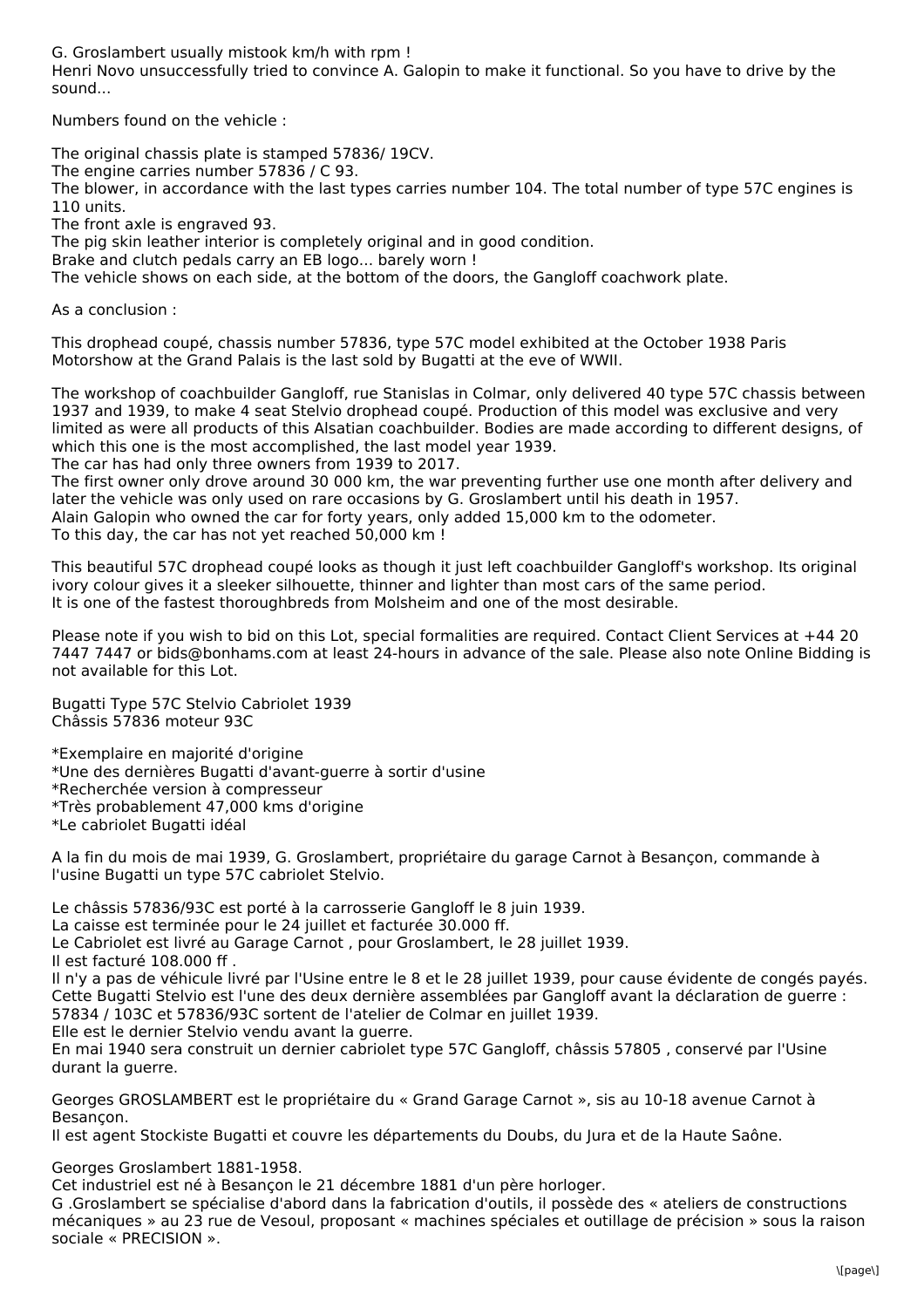G. Groslambert usually mistook km/h with rpm !
Henri Novo unsuccessfully tried to convince A. Galopin to make it functional. So you have to drive by the sound...

Numbers found on the vehicle :

The original chassis plate is stamped 57836/ 19CV.
The engine carries number 57836 / C 93.
The blower, in accordance with the last types carries number 104. The total number of type 57C engines is 110 units.
The front axle is engraved 93.
The pig skin leather interior is completely original and in good condition.
Brake and clutch pedals carry an EB logo... barely worn !
The vehicle shows on each side, at the bottom of the doors, the Gangloff coachwork plate.

As a conclusion :

This drophead coupé, chassis number 57836, type 57C model exhibited at the October 1938 Paris Motorshow at the Grand Palais is the last sold by Bugatti at the eve of WWII.

The workshop of coachbuilder Gangloff, rue Stanislas in Colmar, only delivered 40 type 57C chassis between 1937 and 1939, to make 4 seat Stelvio drophead coupé. Production of this model was exclusive and very limited as were all products of this Alsatian coachbuilder. Bodies are made according to different designs, of which this one is the most accomplished, the last model year 1939.
The car has had only three owners from 1939 to 2017.
The first owner only drove around 30 000 km, the war preventing further use one month after delivery and later the vehicle was only used on rare occasions by G. Groslambert until his death in 1957.
Alain Galopin who owned the car for forty years, only added 15,000 km to the odometer.
To this day, the car has not yet reached 50,000 km !

This beautiful 57C drophead coupé looks as though it just left coachbuilder Gangloff's workshop. Its original ivory colour gives it a sleeker silhouette, thinner and lighter than most cars of the same period.
It is one of the fastest thoroughbreds from Molsheim and one of the most desirable.

Please note if you wish to bid on this Lot, special formalities are required. Contact Client Services at +44 20 7447 7447 or bids@bonhams.com at least 24-hours in advance of the sale. Please also note Online Bidding is not available for this Lot.

Bugatti Type 57C Stelvio Cabriolet 1939
Châssis 57836 moteur 93C

*Exemplaire en majorité d'origine
*Une des dernières Bugatti d'avant-guerre à sortir d'usine
*Recherchée version à compresseur
*Très probablement 47,000 kms d'origine
*Le cabriolet Bugatti idéal

A la fin du mois de mai 1939, G. Groslambert, propriétaire du garage Carnot à Besançon, commande à l'usine Bugatti un type 57C cabriolet Stelvio.

Le châssis 57836/93C est porté à la carrosserie Gangloff le 8 juin 1939.
La caisse est terminée pour le 24 juillet et facturée 30.000 ff.
Le Cabriolet est livré au Garage Carnot , pour Groslambert, le 28 juillet 1939.
Il est facturé 108.000 ff .
Il n'y a pas de véhicule livré par l'Usine entre le 8 et le 28 juillet 1939, pour cause évidente de congés payés.
Cette Bugatti Stelvio est l'une des deux dernière assemblées par Gangloff avant la déclaration de guerre : 57834 / 103C et 57836/93C sortent de l'atelier de Colmar en juillet 1939.
Elle est le dernier Stelvio vendu avant la guerre.
En mai 1940 sera construit un dernier cabriolet type 57C Gangloff, châssis 57805 , conservé par l'Usine durant la guerre.

Georges GROSLAMBERT est le propriétaire du « Grand Garage Carnot », sis au 10-18 avenue Carnot à Besançon.
Il est agent Stockiste Bugatti et couvre les départements du Doubs, du Jura et de la Haute Saône.

Georges Groslambert 1881-1958.
Cet industriel est né à Besançon le 21 décembre 1881 d'un père horloger.
G .Groslambert se spécialise d'abord dans la fabrication d'outils, il possède des « ateliers de constructions mécaniques » au 23 rue de Vesoul, proposant « machines spéciales et outillage de précision » sous la raison sociale « PRECISION ».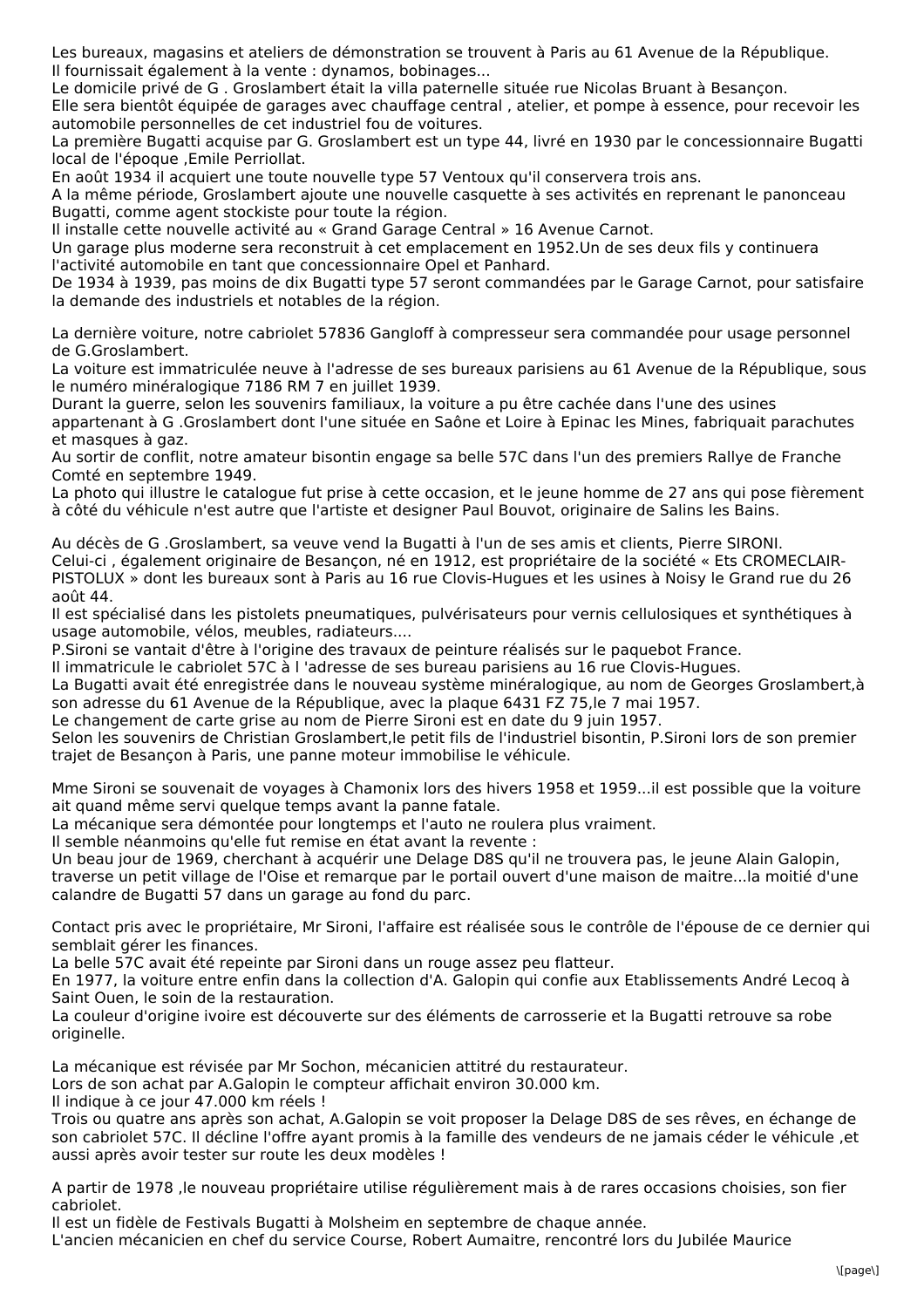Les bureaux, magasins et ateliers de démonstration se trouvent à Paris au 61 Avenue de la République.
Il fournissait également à la vente : dynamos, bobinages...
Le domicile privé de G . Groslambert était la villa paternelle située rue Nicolas Bruant à Besançon.
Elle sera bientôt équipée de garages avec chauffage central , atelier, et pompe à essence, pour recevoir les automobile personnelles de cet industriel fou de voitures.
La première Bugatti acquise par G. Groslambert est un type 44, livré en 1930 par le concessionnaire Bugatti local de l'époque ,Emile Perriollat.
En août 1934 il acquiert une toute nouvelle type 57 Ventoux qu'il conservera trois ans.
A la même période, Groslambert ajoute une nouvelle casquette à ses activités en reprenant le panonceau Bugatti, comme agent stockiste pour toute la région.
Il installe cette nouvelle activité au « Grand Garage Central » 16 Avenue Carnot.
Un garage plus moderne sera reconstruit à cet emplacement en 1952.Un de ses deux fils y continuera l'activité automobile en tant que concessionnaire Opel et Panhard.
De 1934 à 1939, pas moins de dix Bugatti type 57 seront commandées par le Garage Carnot, pour satisfaire la demande des industriels et notables de la région.

La dernière voiture, notre cabriolet 57836 Gangloff à compresseur sera commandée pour usage personnel de G.Groslambert.
La voiture est immatriculée neuve à l'adresse de ses bureaux parisiens au 61 Avenue de la République, sous le numéro minéralogique 7186 RM 7 en juillet 1939.
Durant la guerre, selon les souvenirs familiaux, la voiture a pu être cachée dans l'une des usines appartenant à G .Groslambert dont l'une située en Saône et Loire à Epinac les Mines, fabriquait parachutes et masques à gaz.
Au sortir de conflit, notre amateur bisontin engage sa belle 57C dans l'un des premiers Rallye de Franche Comté en septembre 1949.
La photo qui illustre le catalogue fut prise à cette occasion, et le jeune homme de 27 ans qui pose fièrement à côté du véhicule n'est autre que l'artiste et designer Paul Bouvot, originaire de Salins les Bains.

Au décès de G .Groslambert, sa veuve vend la Bugatti à l'un de ses amis et clients, Pierre SIRONI.
Celui-ci , également originaire de Besançon, né en 1912, est propriétaire de la société « Ets CROMECLAIR-PISTOLUX » dont les bureaux sont à Paris au 16 rue Clovis-Hugues et les usines à Noisy le Grand rue du 26 août 44.
Il est spécialisé dans les pistolets pneumatiques, pulvérisateurs pour vernis cellulosiques et synthétiques à usage automobile, vélos, meubles, radiateurs....
P.Sironi se vantait d'être à l'origine des travaux de peinture réalisés sur le paquebot France.
Il immatricule le cabriolet 57C à l 'adresse de ses bureau parisiens au 16 rue Clovis-Hugues.
La Bugatti avait été enregistrée dans le nouveau système minéralogique, au nom de Georges Groslambert,à son adresse du 61 Avenue de la République, avec la plaque 6431 FZ 75,le 7 mai 1957.
Le changement de carte grise au nom de Pierre Sironi est en date du 9 juin 1957.
Selon les souvenirs de Christian Groslambert,le petit fils de l'industriel bisontin, P.Sironi lors de son premier trajet de Besançon à Paris, une panne moteur immobilise le véhicule.

Mme Sironi se souvenait de voyages à Chamonix lors des hivers 1958 et 1959...il est possible que la voiture ait quand même servi quelque temps avant la panne fatale.
La mécanique sera démontée pour longtemps et l'auto ne roulera plus vraiment.
Il semble néanmoins qu'elle fut remise en état avant la revente :
Un beau jour de 1969, cherchant à acquérir une Delage D8S qu'il ne trouvera pas, le jeune Alain Galopin, traverse un petit village de l'Oise et remarque par le portail ouvert d'une maison de maitre...la moitié d'une calandre de Bugatti 57 dans un garage au fond du parc.

Contact pris avec le propriétaire, Mr Sironi, l'affaire est réalisée sous le contrôle de l'épouse de ce dernier qui semblait gérer les finances.
La belle 57C avait été repeinte par Sironi dans un rouge assez peu flatteur.
En 1977, la voiture entre enfin dans la collection d'A. Galopin qui confie aux Etablissements André Lecoq à Saint Ouen, le soin de la restauration.
La couleur d'origine ivoire est découverte sur des éléments de carrosserie et la Bugatti retrouve sa robe originelle.

La mécanique est révisée par Mr Sochon, mécanicien attitré du restaurateur.
Lors de son achat par A.Galopin le compteur affichait environ 30.000 km.
Il indique à ce jour 47.000 km réels !
Trois ou quatre ans après son achat, A.Galopin se voit proposer la Delage D8S de ses rêves, en échange de son cabriolet 57C. Il décline l'offre ayant promis à la famille des vendeurs de ne jamais céder le véhicule ,et aussi après avoir tester sur route les deux modèles !

A partir de 1978 ,le nouveau propriétaire utilise régulièrement mais à de rares occasions choisies, son fier cabriolet.
Il est un fidèle de Festivals Bugatti à Molsheim en septembre de chaque année.
L'ancien mécanicien en chef du service Course, Robert Aumaitre, rencontré lors du Jubilée Maurice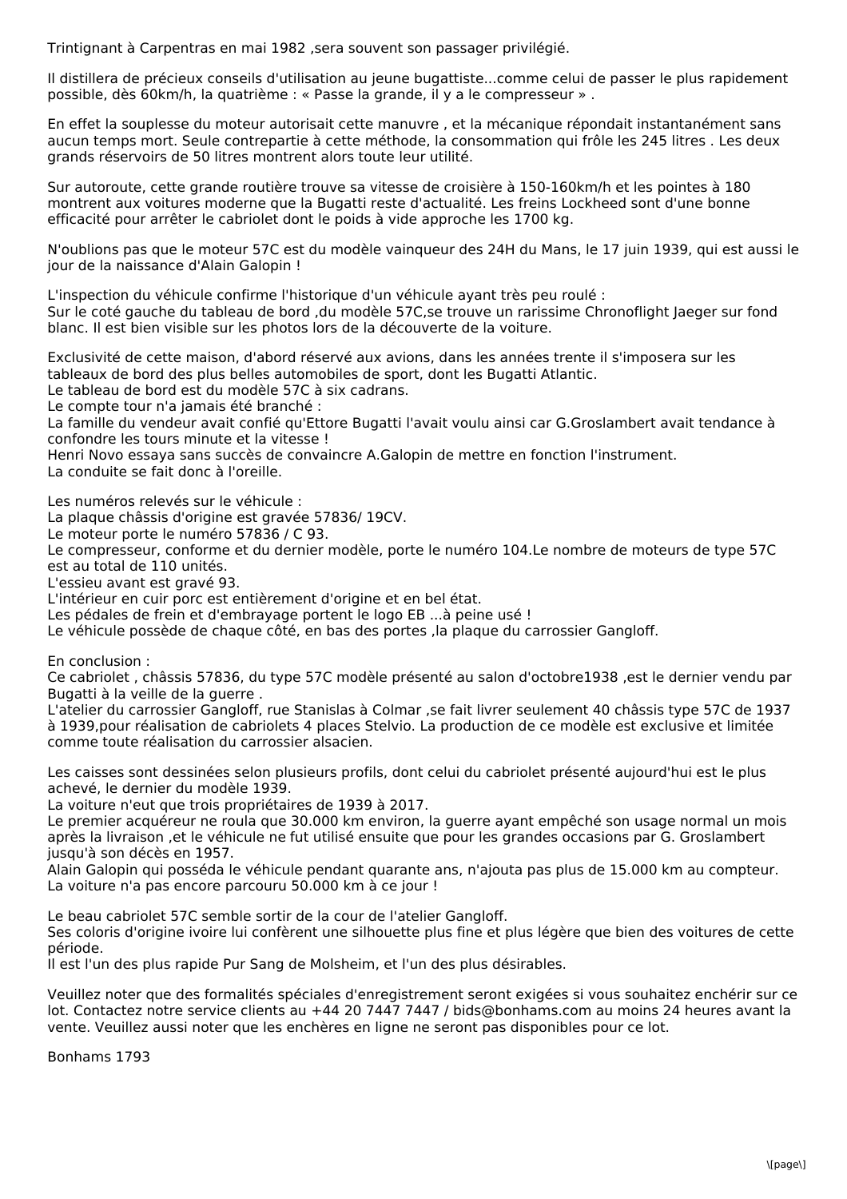Trintignant à Carpentras en mai 1982 ,sera souvent son passager privilégié.

Il distillera de précieux conseils d'utilisation au jeune bugattiste...comme celui de passer le plus rapidement possible, dès 60km/h, la quatrième : « Passe la grande, il y a le compresseur » .

En effet la souplesse du moteur autorisait cette manuvre , et la mécanique répondait instantanément sans aucun temps mort. Seule contrepartie à cette méthode, la consommation qui frôle les 245 litres . Les deux grands réservoirs de 50 litres montrent alors toute leur utilité.

Sur autoroute, cette grande routière trouve sa vitesse de croisière à 150-160km/h et les pointes à 180 montrent aux voitures moderne que la Bugatti reste d'actualité. Les freins Lockheed sont d'une bonne efficacité pour arrêter le cabriolet dont le poids à vide approche les 1700 kg.

N'oublions pas que le moteur 57C est du modèle vainqueur des 24H du Mans, le 17 juin 1939, qui est aussi le jour de la naissance d'Alain Galopin !

L'inspection du véhicule confirme l'historique d'un véhicule ayant très peu roulé :
Sur le coté gauche du tableau de bord ,du modèle 57C,se trouve un rarissime Chronoflight Jaeger sur fond blanc. Il est bien visible sur les photos lors de la découverte de la voiture.

Exclusivité de cette maison, d'abord réservé aux avions, dans les années trente il s'imposera sur les tableaux de bord des plus belles automobiles de sport, dont les Bugatti Atlantic.
Le tableau de bord est du modèle 57C à six cadrans.
Le compte tour n'a jamais été branché :
La famille du vendeur avait confié qu'Ettore Bugatti l'avait voulu ainsi car G.Groslambert avait tendance à confondre les tours minute et la vitesse !
Henri Novo essaya sans succès de convaincre A.Galopin de mettre en fonction l'instrument.
La conduite se fait donc à l'oreille.

Les numéros relevés sur le véhicule :
La plaque châssis d'origine est gravée 57836/ 19CV.
Le moteur porte le numéro 57836 / C 93.
Le compresseur, conforme et du dernier modèle, porte le numéro 104.Le nombre de moteurs de type 57C est au total de 110 unités.
L'essieu avant est gravé 93.
L'intérieur en cuir porc est entièrement d'origine et en bel état.
Les pédales de frein et d'embrayage portent le logo EB ...à peine usé !
Le véhicule possède de chaque côté, en bas des portes ,la plaque du carrossier Gangloff.

En conclusion :
Ce cabriolet , châssis 57836, du type 57C modèle présenté au salon d'octobre1938 ,est le dernier vendu par Bugatti à la veille de la guerre .
L'atelier du carrossier Gangloff, rue Stanislas à Colmar ,se fait livrer seulement 40 châssis type 57C de 1937 à 1939,pour réalisation de cabriolets 4 places Stelvio. La production de ce modèle est exclusive et limitée comme toute réalisation du carrossier alsacien.

Les caisses sont dessinées selon plusieurs profils, dont celui du cabriolet présenté aujourd'hui est le plus achevé, le dernier du modèle 1939.
La voiture n'eut que trois propriétaires de 1939 à 2017.
Le premier acquéreur ne roula que 30.000 km environ, la guerre ayant empêché son usage normal un mois après la livraison ,et le véhicule ne fut utilisé ensuite que pour les grandes occasions par G. Groslambert jusqu'à son décès en 1957.
Alain Galopin qui posséda le véhicule pendant quarante ans, n'ajouta pas plus de 15.000 km au compteur.
La voiture n'a pas encore parcouru 50.000 km à ce jour !

Le beau cabriolet 57C semble sortir de la cour de l'atelier Gangloff.
Ses coloris d'origine ivoire lui confèrent une silhouette plus fine et plus légère que bien des voitures de cette période.
Il est l'un des plus rapide Pur Sang de Molsheim, et l'un des plus désirables.

Veuillez noter que des formalités spéciales d'enregistrement seront exigées si vous souhaitez enchérir sur ce lot. Contactez notre service clients au +44 20 7447 7447 / bids@bonhams.com au moins 24 heures avant la vente. Veuillez aussi noter que les enchères en ligne ne seront pas disponibles pour ce lot.

Bonhams 1793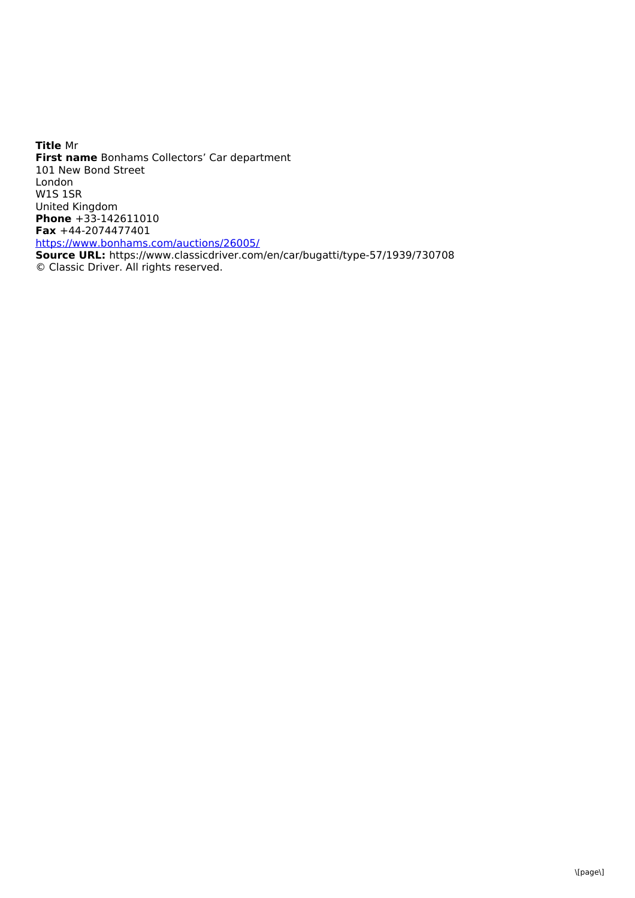**Title** Mr
**First name** Bonhams Collectors’ Car department
101 New Bond Street
London
W1S 1SR
United Kingdom
**Phone** +33-142611010
**Fax** +44-2074477401
https://www.bonhams.com/auctions/26005/
**Source URL:** https://www.classicdriver.com/en/car/bugatti/type-57/1939/730708
© Classic Driver. All rights reserved.